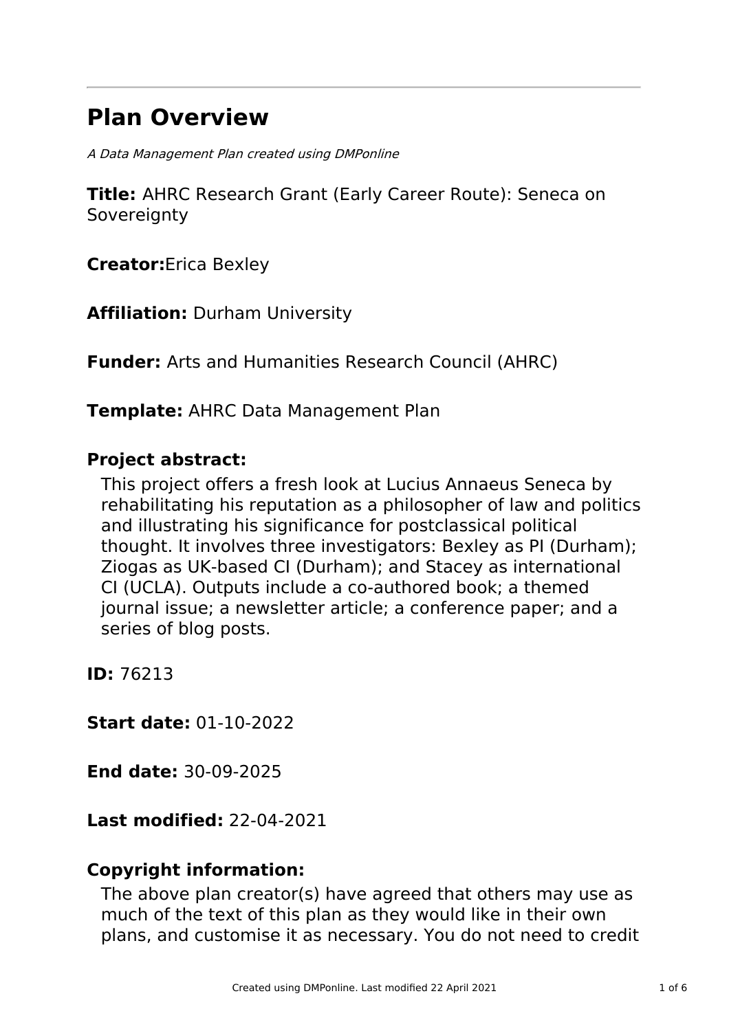# Plan Overview

*A Data Management Plan created using DMPonline*

**Title:** AHRC Research Grant (Early Career Route): Seneca on Sovereignty

**Creator:** Erica Bexley

**Affiliation:** Durham University

**Funder:** Arts and Humanities Research Council (AHRC)

**Template:** AHRC Data Management Plan

**Project abstract:**

This project offers a fresh look at Lucius Annaeus Seneca by rehabilitating his reputation as a philosopher of law and politics and illustrating his significance for postclassical political thought. It involves three investigators: Bexley as PI (Durham); Ziogas as UK-based CI (Durham); and Stacey as international CI (UCLA). Outputs include a co-authored book; a themed journal issue; a newsletter article; a conference paper; and a series of blog posts.

**ID:** 76213

**Start date:** 01-10-2022

**End date:** 30-09-2025

**Last modified:** 22-04-2021

**Copyright information:**

The above plan creator(s) have agreed that others may use as much of the text of this plan as they would like in their own plans, and customise it as necessary. You do not need to credit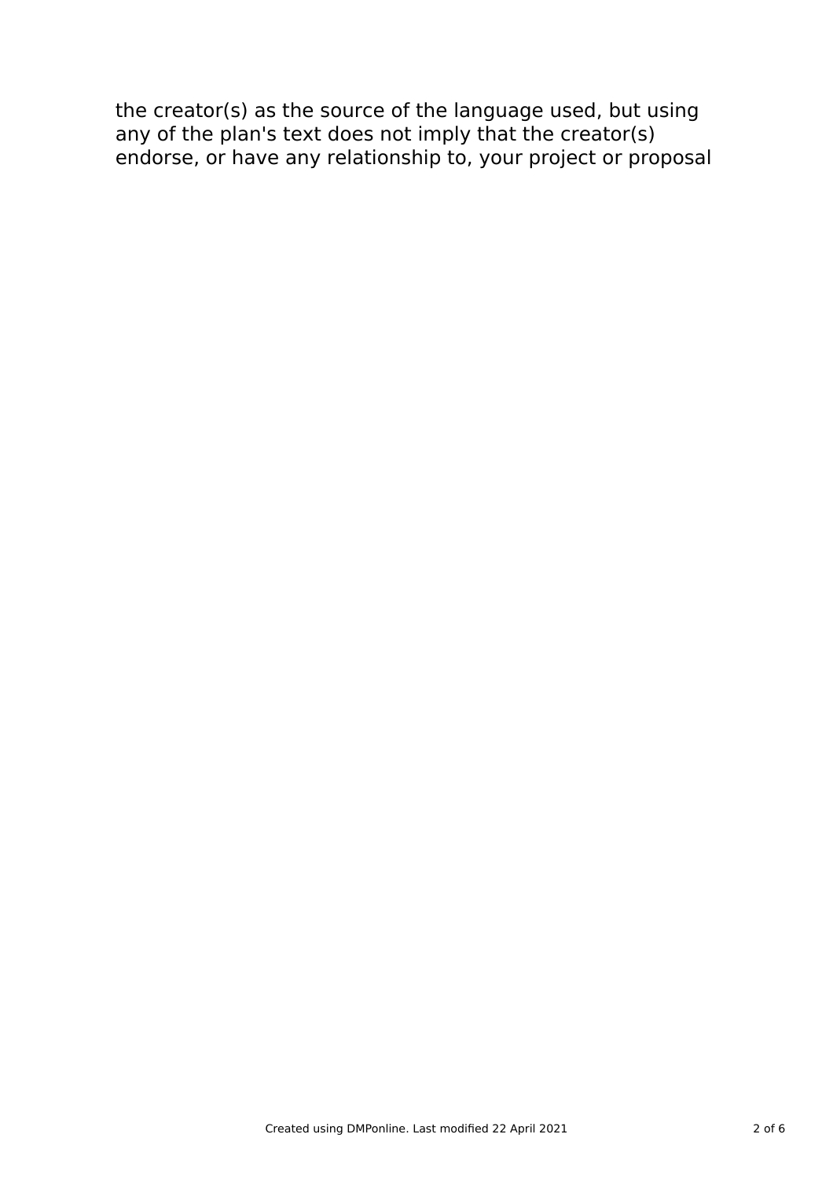the creator(s) as the source of the language used, but using any of the plan's text does not imply that the creator(s) endorse, or have any relationship to, your project or proposal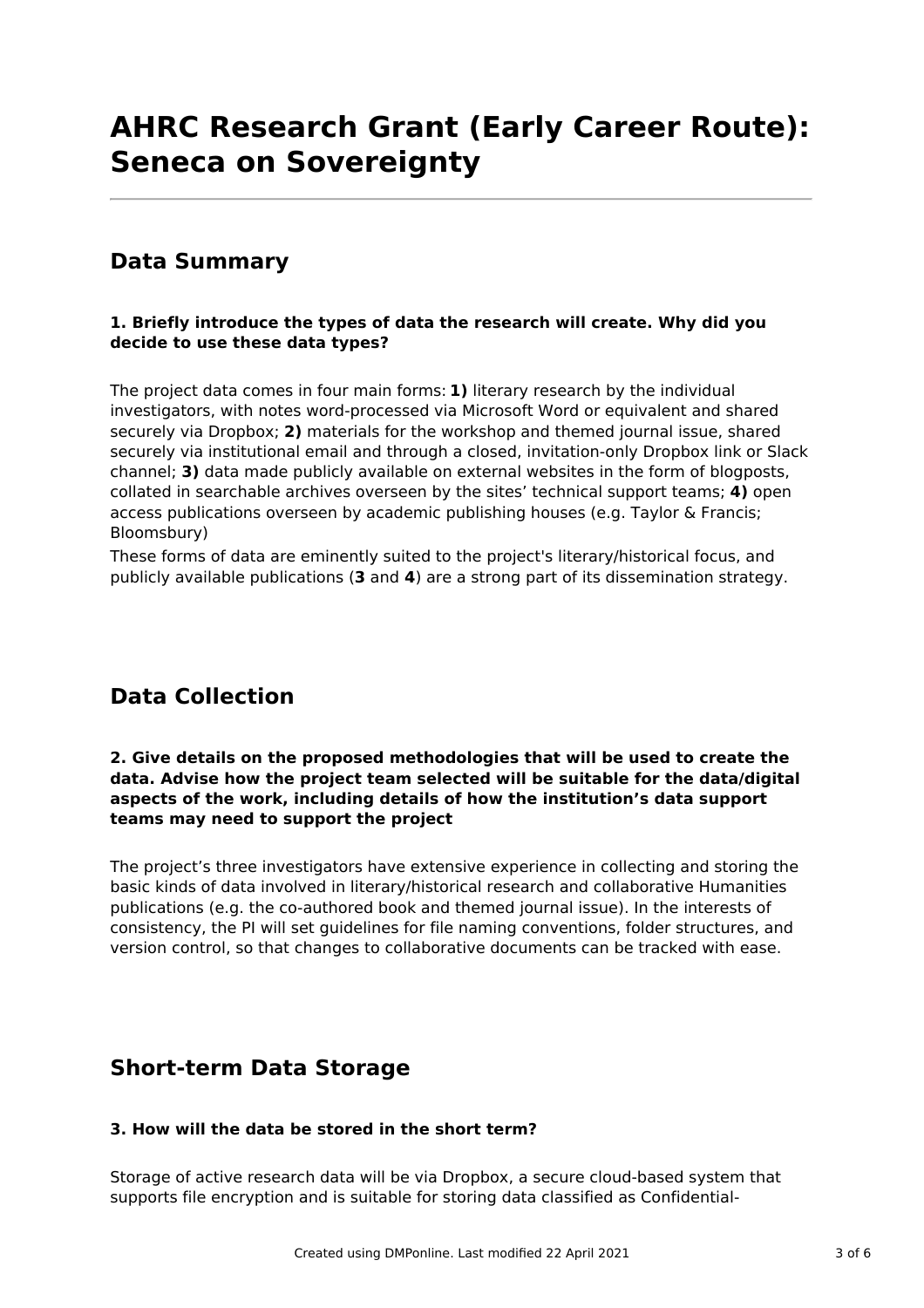# AHRC Research Grant (Early Career Route): Seneca on Sovereignty

## Data Summary

### 1. Briefly introduce the types of data the research will create. Why did you decide to use these data types?

The project data comes in four main forms: **1)** literary research by the individual investigators, with notes word-processed via Microsoft Word or equivalent and shared securely via Dropbox; **2)** materials for the workshop and themed journal issue, shared securely via institutional email and through a closed, invitation-only Dropbox link or Slack channel; **3)** data made publicly available on external websites in the form of blogposts, collated in searchable archives overseen by the sites' technical support teams; **4)** open access publications overseen by academic publishing houses (e.g. Taylor & Francis; Bloomsbury)

These forms of data are eminently suited to the project's literary/historical focus, and publicly available publications (**3** and **4**) are a strong part of its dissemination strategy.

## Data Collection

### 2. Give details on the proposed methodologies that will be used to create the data. Advise how the project team selected will be suitable for the data/digital aspects of the work, including details of how the institution's data support teams may need to support the project

The project's three investigators have extensive experience in collecting and storing the basic kinds of data involved in literary/historical research and collaborative Humanities publications (e.g. the co-authored book and themed journal issue). In the interests of consistency, the PI will set guidelines for file naming conventions, folder structures, and version control, so that changes to collaborative documents can be tracked with ease.

## Short-term Data Storage

### 3. How will the data be stored in the short term?

Storage of active research data will be via Dropbox, a secure cloud-based system that supports file encryption and is suitable for storing data classified as Confidential-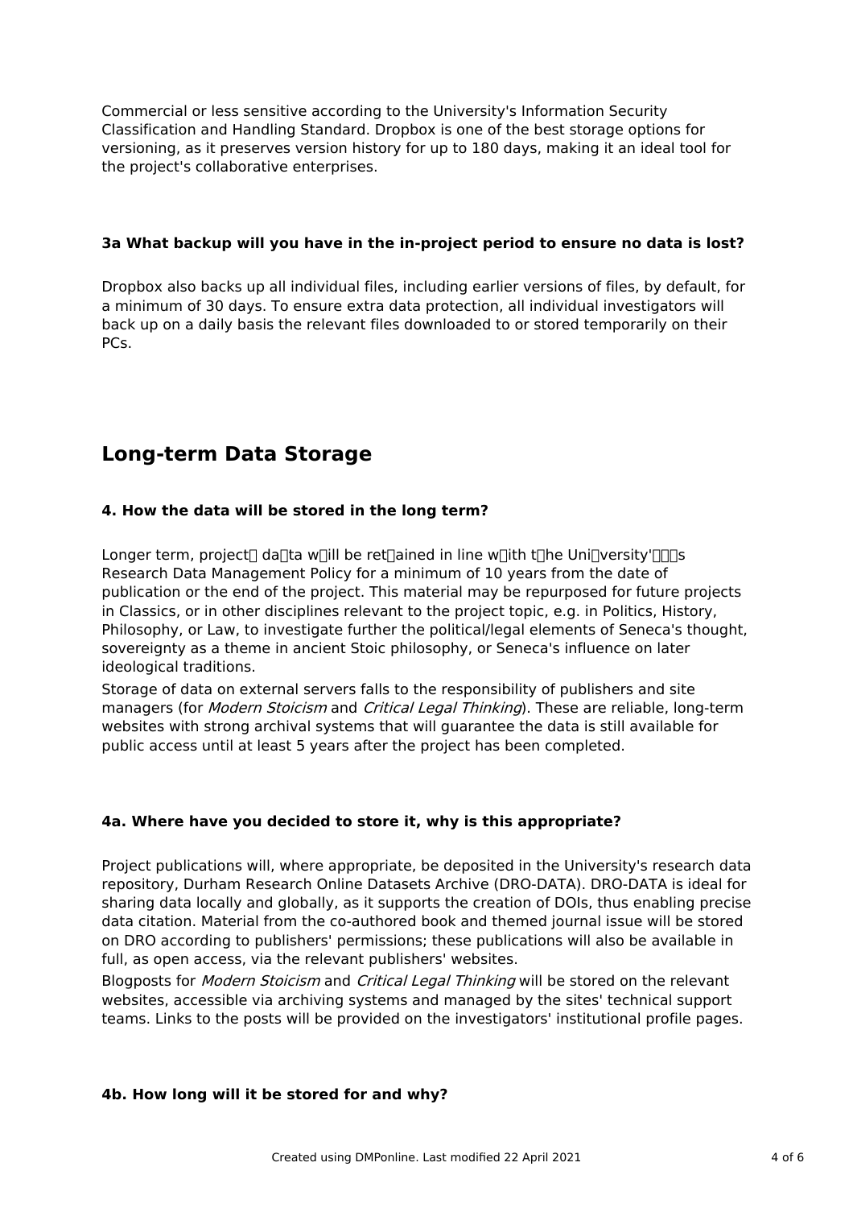Commercial or less sensitive according to the University's Information Security Classification and Handling Standard. Dropbox is one of the best storage options for versioning, as it preserves version history for up to 180 days, making it an ideal tool for the project's collaborative enterprises.

**3a What backup will you have in the in-project period to ensure no data is lost?**

Dropbox also backs up all individual files, including earlier versions of files, by default, for a minimum of 30 days. To ensure extra data protection, all individual investigators will back up on a daily basis the relevant files downloaded to or stored temporarily on their PCs.

## Long-term Data Storage

**4. How the data will be stored in the long term?**

Longer term, project data will be retained in line with the University's Research Data Management Policy for a minimum of 10 years from the date of publication or the end of the project. This material may be repurposed for future projects in Classics, or in other disciplines relevant to the project topic, e.g. in Politics, History, Philosophy, or Law, to investigate further the political/legal elements of Seneca's thought, sovereignty as a theme in ancient Stoic philosophy, or Seneca's influence on later ideological traditions.

Storage of data on external servers falls to the responsibility of publishers and site managers (for *Modern Stoicism* and *Critical Legal Thinking*). These are reliable, long-term websites with strong archival systems that will guarantee the data is still available for public access until at least 5 years after the project has been completed.

**4a. Where have you decided to store it, why is this appropriate?**

Project publications will, where appropriate, be deposited in the University's research data repository, Durham Research Online Datasets Archive (DRO-DATA). DRO-DATA is ideal for sharing data locally and globally, as it supports the creation of DOIs, thus enabling precise data citation. Material from the co-authored book and themed journal issue will be stored on DRO according to publishers' permissions; these publications will also be available in full, as open access, via the relevant publishers' websites.

Blogposts for *Modern Stoicism* and *Critical Legal Thinking* will be stored on the relevant websites, accessible via archiving systems and managed by the sites' technical support teams. Links to the posts will be provided on the investigators' institutional profile pages.

**4b. How long will it be stored for and why?**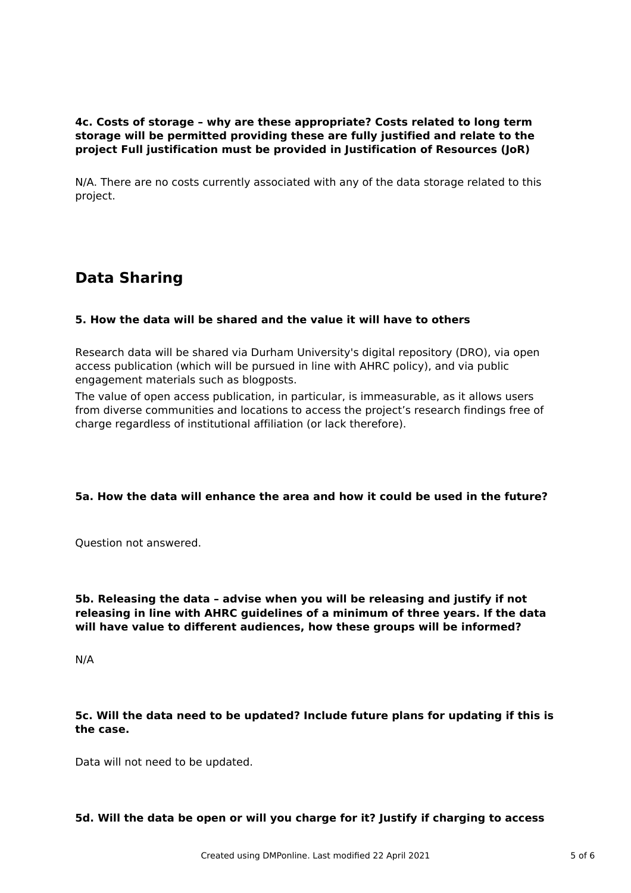**4c. Costs of storage – why are these appropriate? Costs related to long term storage will be permitted providing these are fully justified and relate to the project Full justification must be provided in Justification of Resources (JoR)**

N/A. There are no costs currently associated with any of the data storage related to this project.

## Data Sharing

**5. How the data will be shared and the value it will have to others**

Research data will be shared via Durham University's digital repository (DRO), via open access publication (which will be pursued in line with AHRC policy), and via public engagement materials such as blogposts.

The value of open access publication, in particular, is immeasurable, as it allows users from diverse communities and locations to access the project's research findings free of charge regardless of institutional affiliation (or lack therefore).

**5a. How the data will enhance the area and how it could be used in the future?**

Question not answered.

**5b. Releasing the data – advise when you will be releasing and justify if not releasing in line with AHRC guidelines of a minimum of three years. If the data will have value to different audiences, how these groups will be informed?**

N/A

**5c. Will the data need to be updated? Include future plans for updating if this is the case.**

Data will not need to be updated.

**5d. Will the data be open or will you charge for it? Justify if charging to access**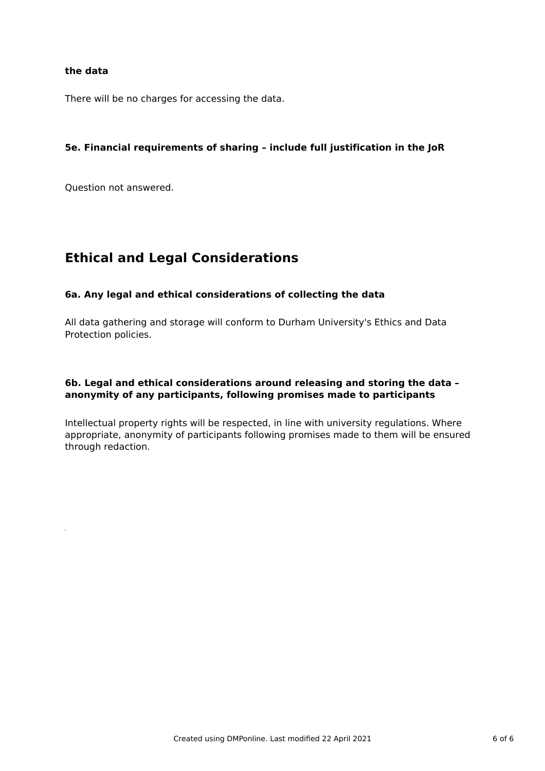**the data**

There will be no charges for accessing the data.

### 5e. Financial requirements of sharing – include full justification in the JoR

Question not answered.

## Ethical and Legal Considerations

### 6a. Any legal and ethical considerations of collecting the data

All data gathering and storage will conform to Durham University's Ethics and Data Protection policies.

### 6b. Legal and ethical considerations around releasing and storing the data – anonymity of any participants, following promises made to participants

Intellectual property rights will be respected, in line with university regulations. Where appropriate, anonymity of participants following promises made to them will be ensured through redaction.